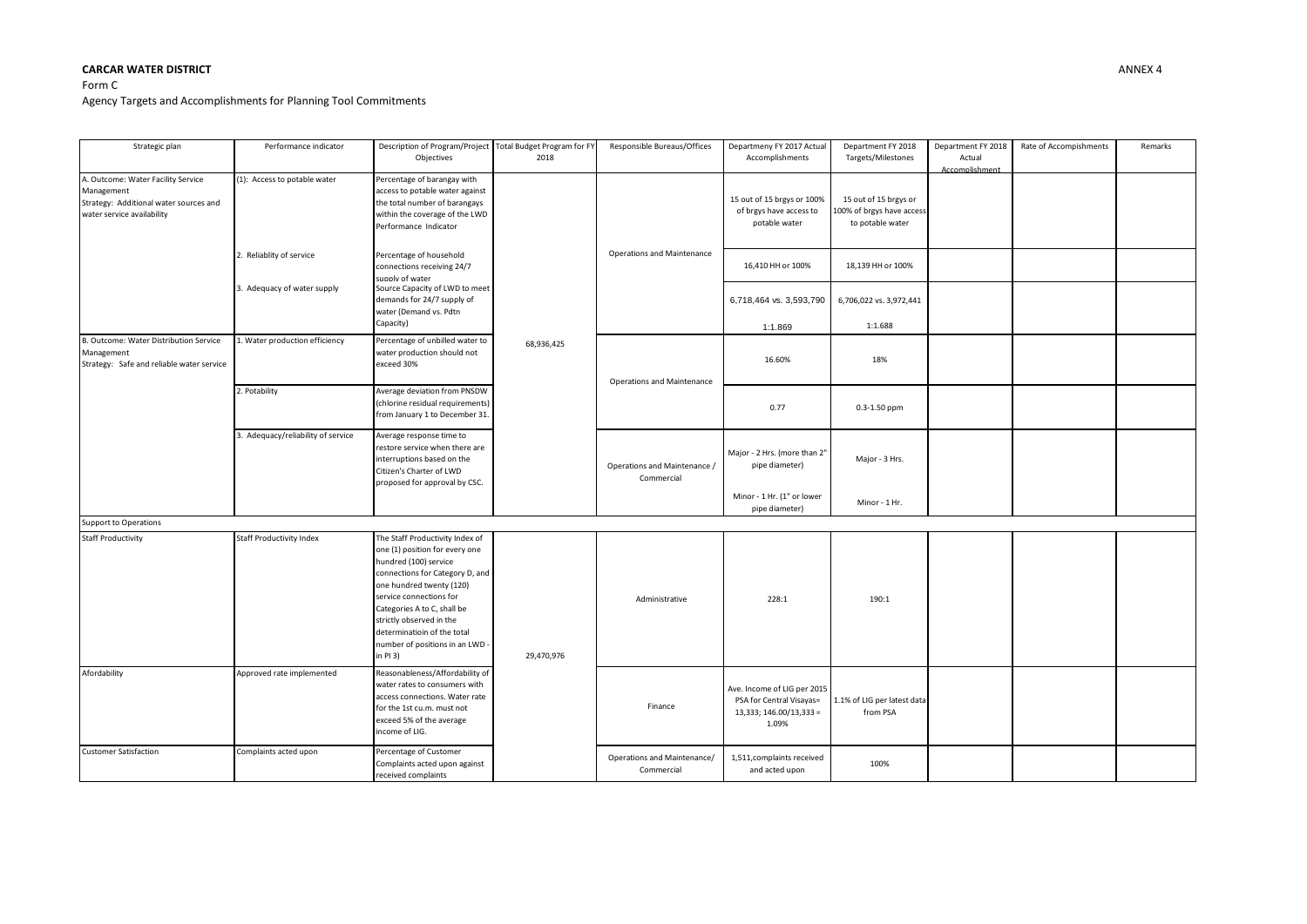**CARCAR WATER DISTRICT**

ANNEX 4

Form C

Agency Targets and Accomplishments for Planning Tool Commitments

| Strategic plan | Performance indicator | Description of Program/Project Objectives | Total Budget Program for FY 2018 | Responsible Bureaus/Offices | Departmeny FY 2017 Actual Accomplishments | Department FY 2018 Targets/Milestones | Department FY 2018 Actual Accomplishment | Rate of Accomplishments | Remarks |
|---|---|---|---|---|---|---|---|---|---|
| A. Outcome: Water Facility Service Management<br>Strategy: Additional water sources and water service availability | (1): Access to potable water | Percentage of barangay with access to potable water against the total number of barangays within the coverage of the LWD Performance Indicator | 68,936,425 | Operations and Maintenance | 15 out of 15 brgys or 100% of brgys have access to potable water | 15 out of 15 brgys or 100% of brgys have access to potable water | | | |
| | 2. Reliablity of service | Percentage of household connections receiving 24/7 supply of water | | | 16,410 HH or 100% | 18,139 HH or 100% | | | |
| | 3. Adequacy of water supply | Source Capacity of LWD to meet demands for 24/7 supply of water (Demand vs. Pdtn Capacity) | | | 6,718,464 vs. 3,593,790<br>1:1.869 | 6,706,022 vs. 3,972,441<br>1:1.688 | | | |
| B. Outcome: Water Distribution Service Management<br>Strategy: Safe and reliable water service | 1. Water production efficiency | Percentage of unbilled water to water production should not exceed 30% | | Operations and Maintenance | 16.60% | 18% | | | |
| | 2. Potability | Average deviation from PNSDW (chlorine residual requirements) from January 1 to December 31. | | | 0.77 | 0.3-1.50 ppm | | | |
| | 3. Adequacy/reliability of service | Average response time to restore service when there are interruptions based on the Citizen's Charter of LWD proposed for approval by CSC. | | Operations and Maintenance / Commercial | Major - 2 Hrs. (more than 2" pipe diameter)<br>Minor - 1 Hr. (1" or lower pipe diameter) | Major - 3 Hrs.<br>Minor - 1 Hr. | | | |
| Support to Operations | | | | | | | | | |
| Staff Productivity | Staff Productivity Index | The Staff Productivity Index of one (1) position for every one hundred (100) service connections for Category D, and one hundred twenty (120) service connections for Categories A to C, shall be strictly observed in the determinatioin of the total number of positions in an LWD - in PI 3) | 29,470,976 | Administrative | 228:1 | 190:1 | | | |
| Afordability | Approved rate implemented | Reasonableness/Affordability of water rates to consumers with access connections. Water rate for the 1st cu.m. must not exceed 5% of the average income of LIG. | | Finance | Ave. Income of LIG per 2015 PSA for Central Visayas= 13,333; 146.00/13,333 = 1.09% | 1.1% of LIG per latest data from PSA | | | |
| Customer Satisfaction | Complaints acted upon | Percentage of Customer Complaints acted upon against received complaints | | Operations and Maintenance/ Commercial | 1,511,complaints received and acted upon | 100% | | | |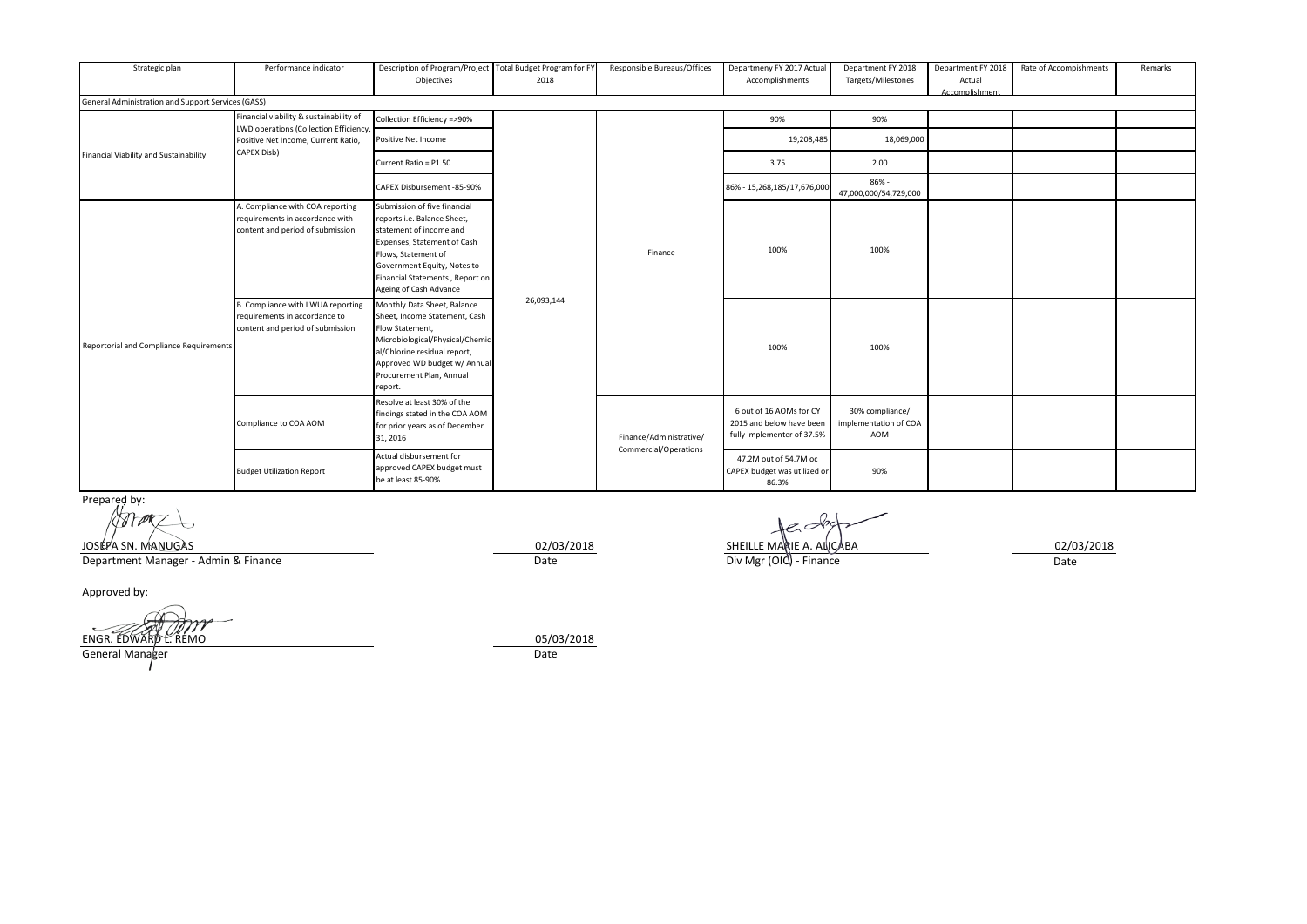| Strategic plan | Performance indicator | Description of Program/Project Objectives | Total Budget Program for FY 2018 | Responsible Bureaus/Offices | Departmeny FY 2017 Actual Accomplishments | Department FY 2018 Targets/Milestones | Department FY 2018 Actual Accomplishment | Rate of Accompishments | Remarks |
|---|---|---|---|---|---|---|---|---|---|
| General Administration and Support Services (GASS) | | | | | | | | | |
| Financial Viability and Sustainability | Financial viability & sustainability of LWD operations (Collection Efficiency, Positive Net Income, Current Ratio, CAPEX Disb) | Collection Efficiency =>90% | 26,093,144 | Finance | 90% | 90% | | | |
| | | Positive Net Income | | | 19,208,485 | 18,069,000 | | | |
| | | Current Ratio = P1.50 | | | 3.75 | 2.00 | | | |
| | | CAPEX Disbursement -85-90% | | | 86% - 15,268,185/17,676,000 | 86% - 47,000,000/54,729,000 | | | |
| Reportorial and Compliance Requirements | A. Compliance with COA reporting requirements in accordance with content and period of submission | Submission of five financial reports i.e. Balance Sheet, statement of income and Expenses, Statement of Cash Flows, Statement of Government Equity, Notes to Financial Statements , Report on Ageing of Cash Advance | | | 100% | 100% | | | |
| | B. Compliance with LWUA reporting requirements to accordance with content and period of submission | Monthly Data Sheet, Balance Sheet, Income Statement, Cash Flow Statement, Microbiological/Physical/Chemical/Chlorine residual report, Approved WD budget w/ Annual Procurement Plan, Annual report. | | | 100% | 100% | | | |
| | Compliance to COA AOM | Resolve at least 30% of the findings stated in the COA AOM for prior years as of December 31, 2016 | | Finance/Administrative/ Commercial/Operations | 6 out of 16 AOMs for CY 2015 and below have been fully implementer of 37.5% | 30% compliance/ implementation of COA AOM | | | |
| | Budget Utilization Report | Actual disbursement for approved CAPEX budget must be at least 85-90% | | | 47.2M out of 54.7M oc CAPEX budget was utilized or 86.3% | 90% | | | |

Prepared by:

JOSEFA SN. MANUGAS — 02/03/2018
Department Manager - Admin & Finance — Date

SHEILLE MARIE A. ALICABA — 02/03/2018
Div Mgr (OIC) - Finance — Date

Approved by:

ENGR. EDWARD L. REMO — 05/03/2018
General Manager — Date